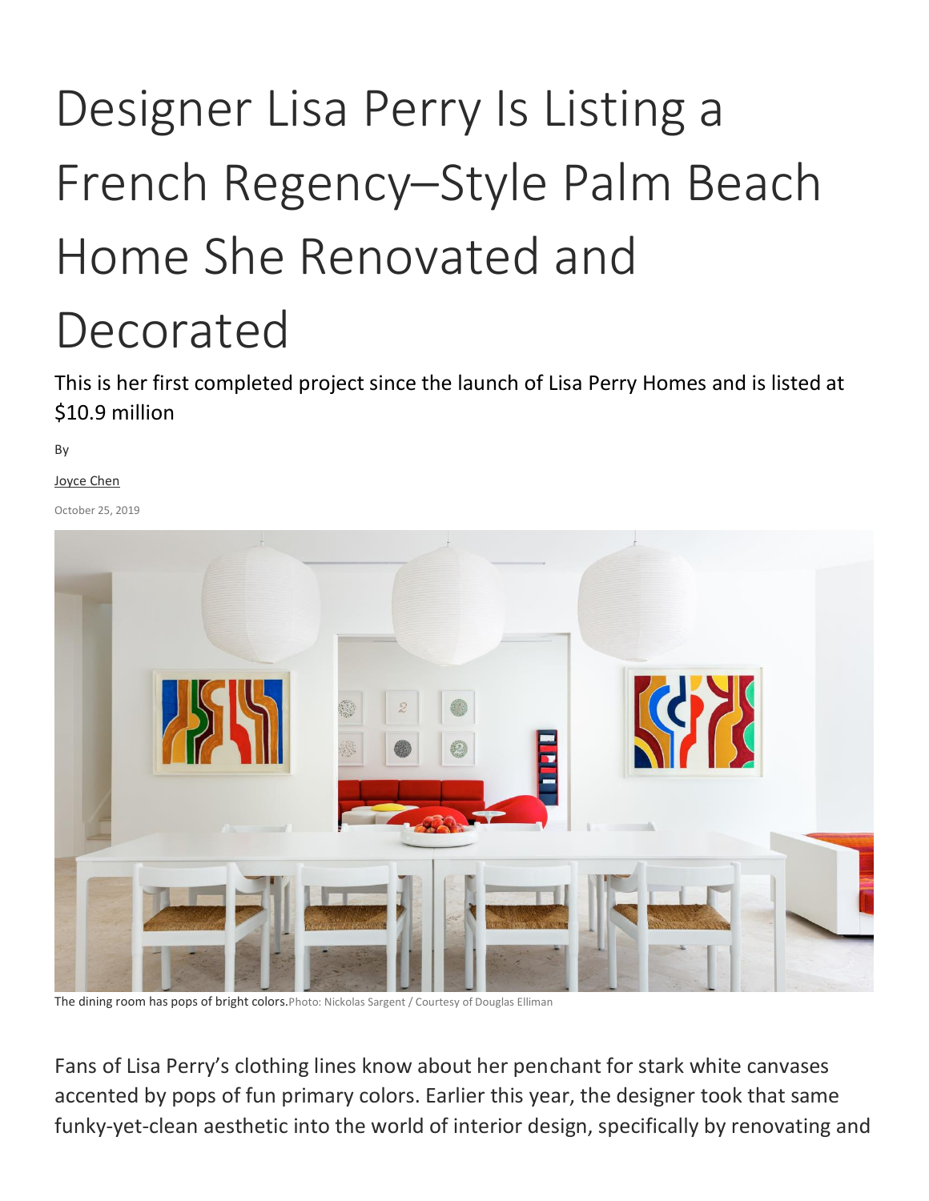# Designer Lisa Perry Is Listing a French Regency–Style Palm Beach Home She Renovated and Decorated

This is her first completed project since the launch of Lisa Perry Homes and is listed at $10.9 million

By

Joyce Chen

October 25, 2019

The dining room has pops of bright colors.Photo: Nickolas Sargent / Courtesy of Douglas Elliman

Fans of Lisa Perry's clothing lines know about her penchant for stark white canvases accented by pops of fun primary colors. Earlier this year, the designer took that same funky-yet-clean aesthetic into the world of interior design, specifically by renovating and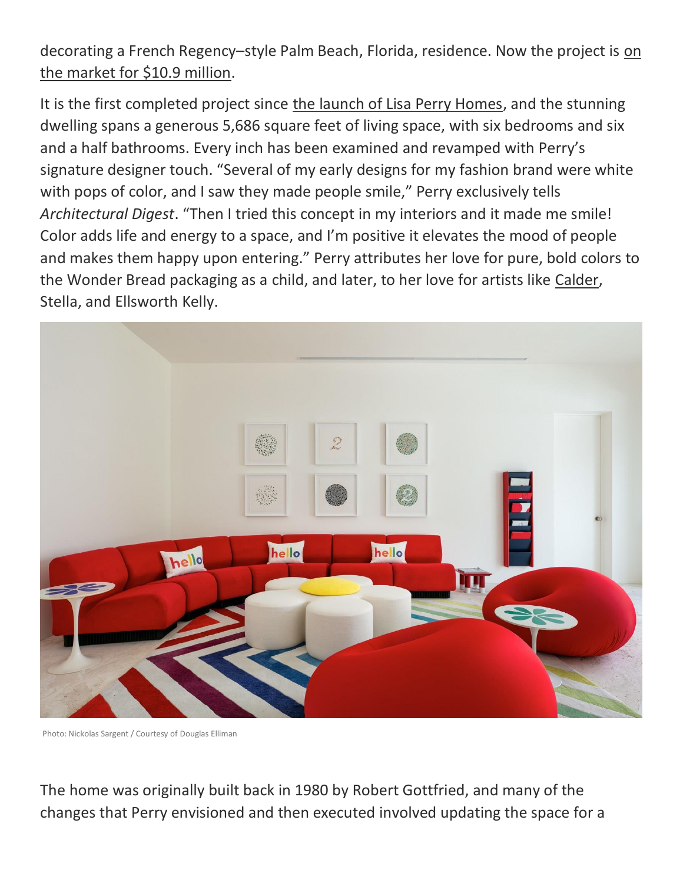decorating a French Regency–style Palm Beach, Florida, residence. Now the project is on the market for $10.9 million.

It is the first completed project since the launch of Lisa Perry Homes, and the stunning dwelling spans a generous 5,686 square feet of living space, with six bedrooms and six and a half bathrooms. Every inch has been examined and revamped with Perry's signature designer touch. "Several of my early designs for my fashion brand were white with pops of color, and I saw they made people smile," Perry exclusively tells *Architectural Digest*. "Then I tried this concept in my interiors and it made me smile! Color adds life and energy to a space, and I'm positive it elevates the mood of people and makes them happy upon entering." Perry attributes her love for pure, bold colors to the Wonder Bread packaging as a child, and later, to her love for artists like Calder, Stella, and Ellsworth Kelly.

Photo: Nickolas Sargent / Courtesy of Douglas Elliman

The home was originally built back in 1980 by Robert Gottfried, and many of the changes that Perry envisioned and then executed involved updating the space for a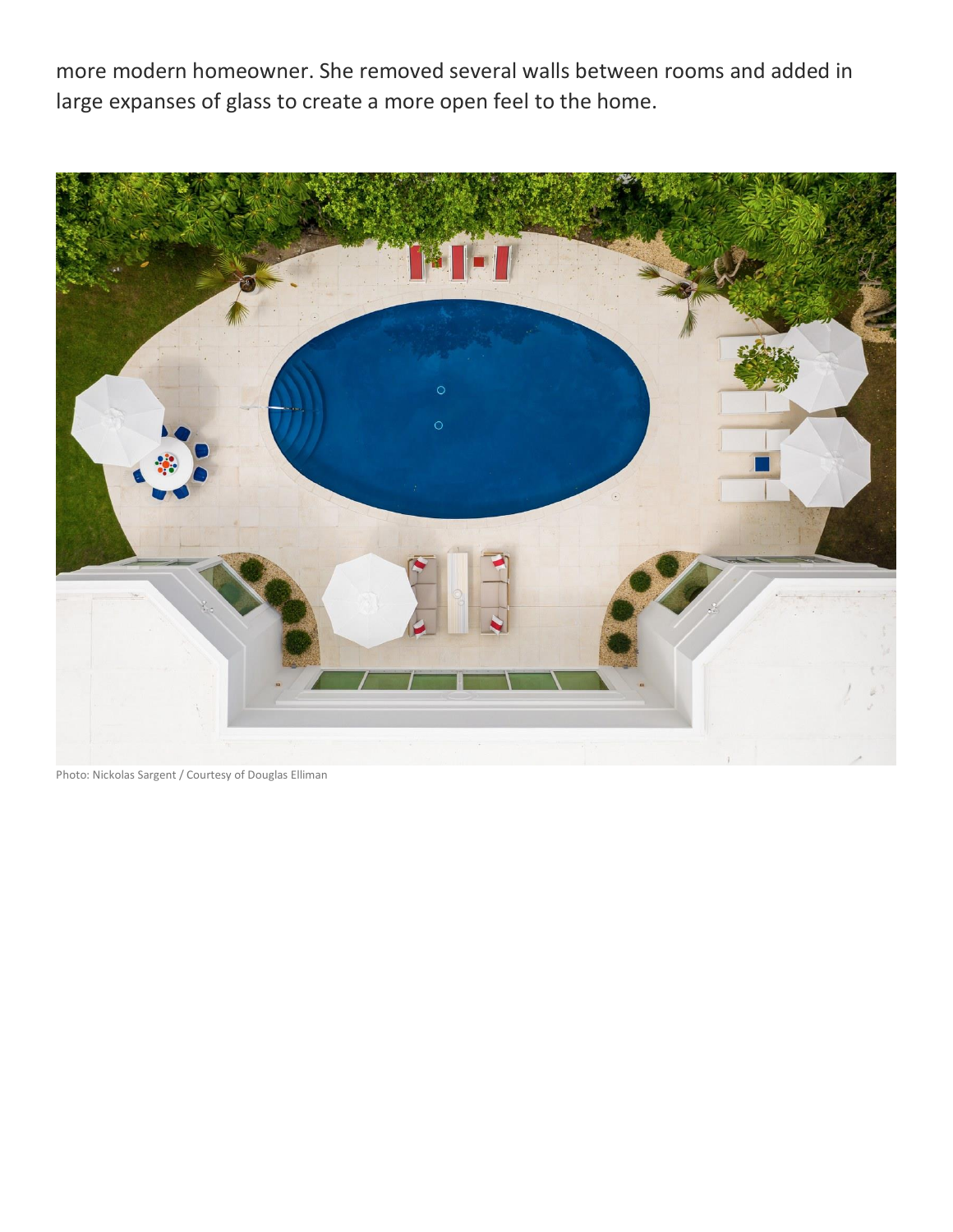more modern homeowner. She removed several walls between rooms and added in large expanses of glass to create a more open feel to the home.

Photo: Nickolas Sargent / Courtesy of Douglas Elliman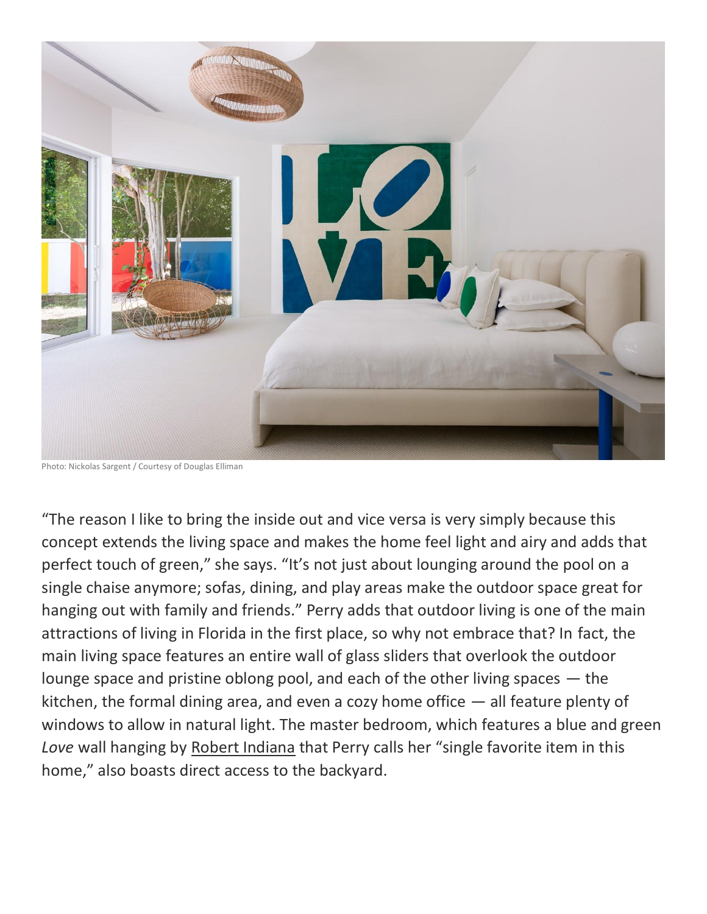Photo: Nickolas Sargent / Courtesy of Douglas Elliman

"The reason I like to bring the inside out and vice versa is very simply because this concept extends the living space and makes the home feel light and airy and adds that perfect touch of green," she says. "It's not just about lounging around the pool on a single chaise anymore; sofas, dining, and play areas make the outdoor space great for hanging out with family and friends." Perry adds that outdoor living is one of the main attractions of living in Florida in the first place, so why not embrace that? In fact, the main living space features an entire wall of glass sliders that overlook the outdoor lounge space and pristine oblong pool, and each of the other living spaces — the kitchen, the formal dining area, and even a cozy home office — all feature plenty of windows to allow in natural light. The master bedroom, which features a blue and green *Love* wall hanging by Robert Indiana that Perry calls her "single favorite item in this home," also boasts direct access to the backyard.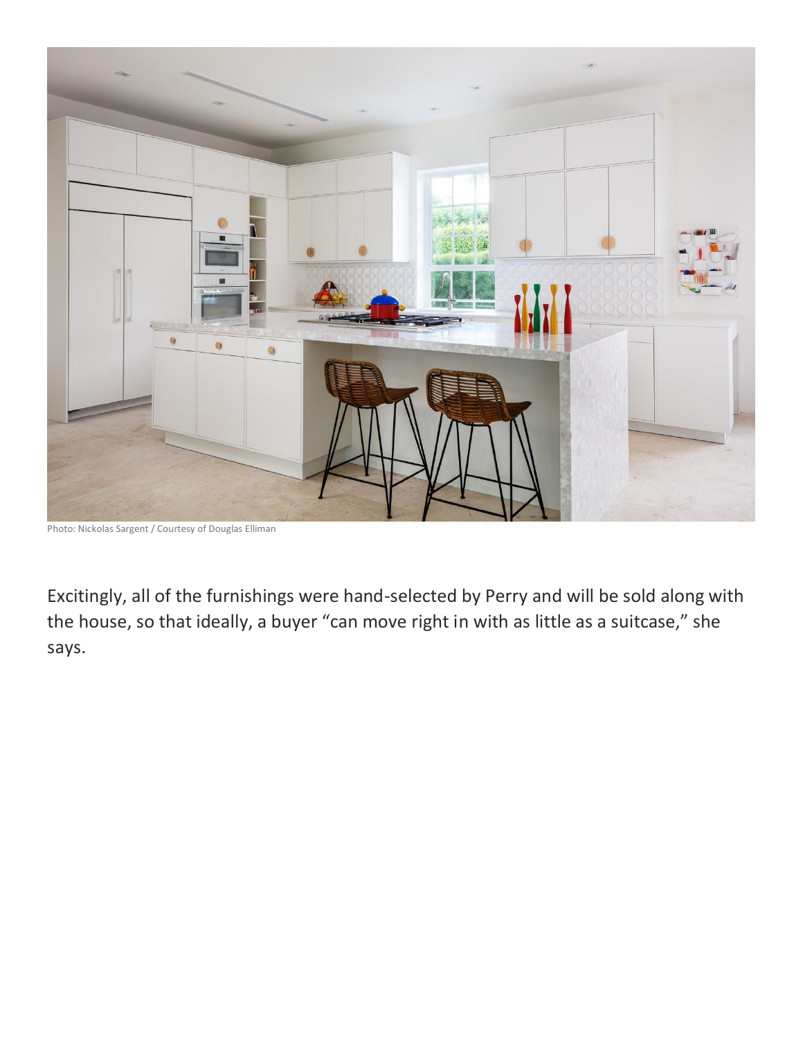Photo: Nickolas Sargent / Courtesy of Douglas Elliman

Excitingly, all of the furnishings were hand-selected by Perry and will be sold along with the house, so that ideally, a buyer "can move right in with as little as a suitcase," she says.